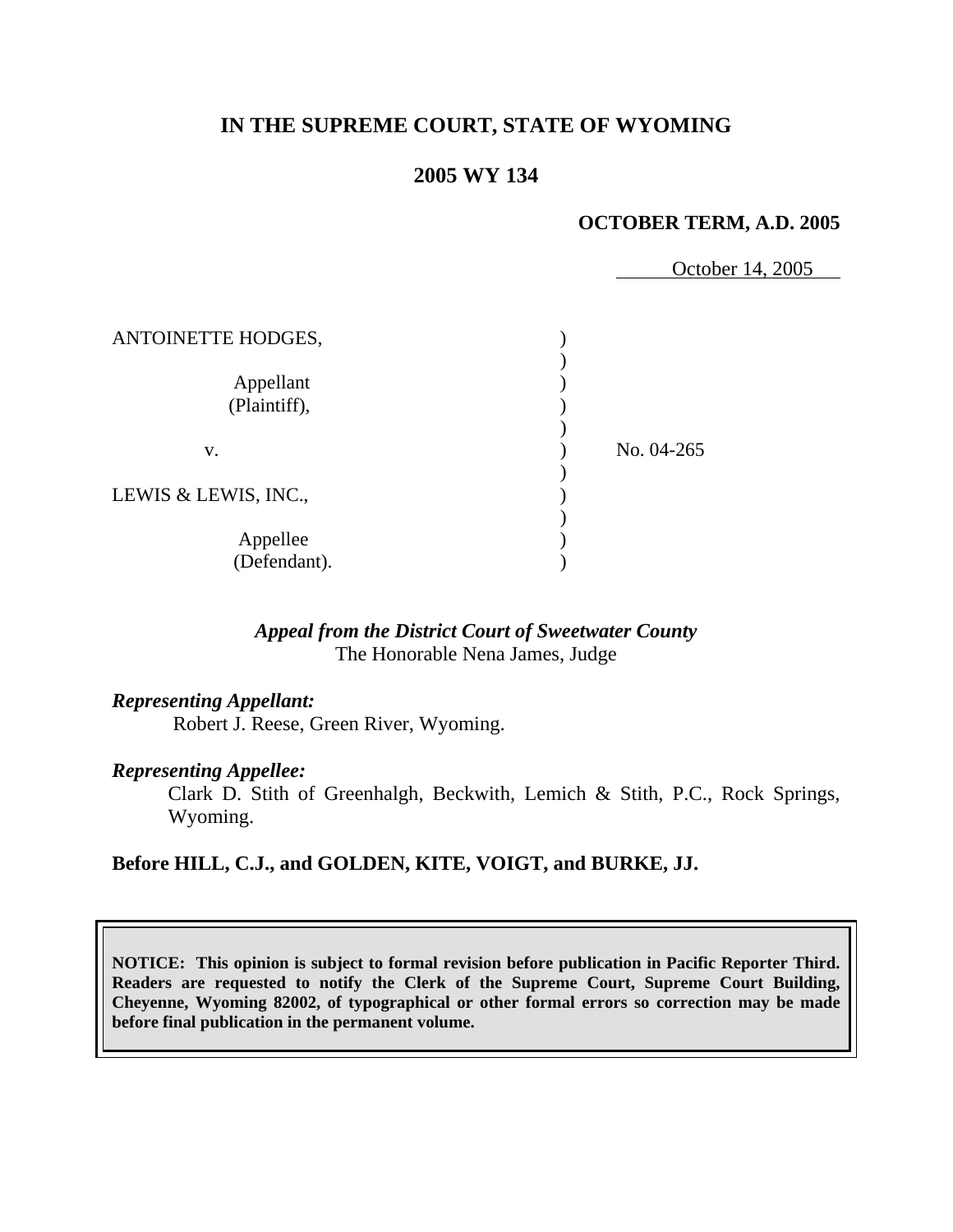## IN THE SUPREME COURT, STATE OF WYOMING

## 2005 WY 134

**OCTOBER TERM, A.D. 2005**

October 14, 2005

| | | |
|---|---|---|
| ANTOINETTE HODGES, | ) | |
| | ) | |
| Appellant | ) | |
| (Plaintiff), | ) | |
| | ) | |
| v. | ) | No. 04-265 |
| | ) | |
| LEWIS & LEWIS, INC., | ) | |
| | ) | |
| Appellee | ) | |
| (Defendant). | ) | |

*Appeal from the District Court of Sweetwater County*
The Honorable Nena James, Judge

***Representing Appellant:***
Robert J. Reese, Green River, Wyoming.

***Representing Appellee:***
Clark D. Stith of Greenhalgh, Beckwith, Lemich & Stith, P.C., Rock Springs, Wyoming.

**Before HILL, C.J., and GOLDEN, KITE, VOIGT, and BURKE, JJ.**

**NOTICE: This opinion is subject to formal revision before publication in Pacific Reporter Third. Readers are requested to notify the Clerk of the Supreme Court, Supreme Court Building, Cheyenne, Wyoming 82002, of typographical or other formal errors so correction may be made before final publication in the permanent volume.**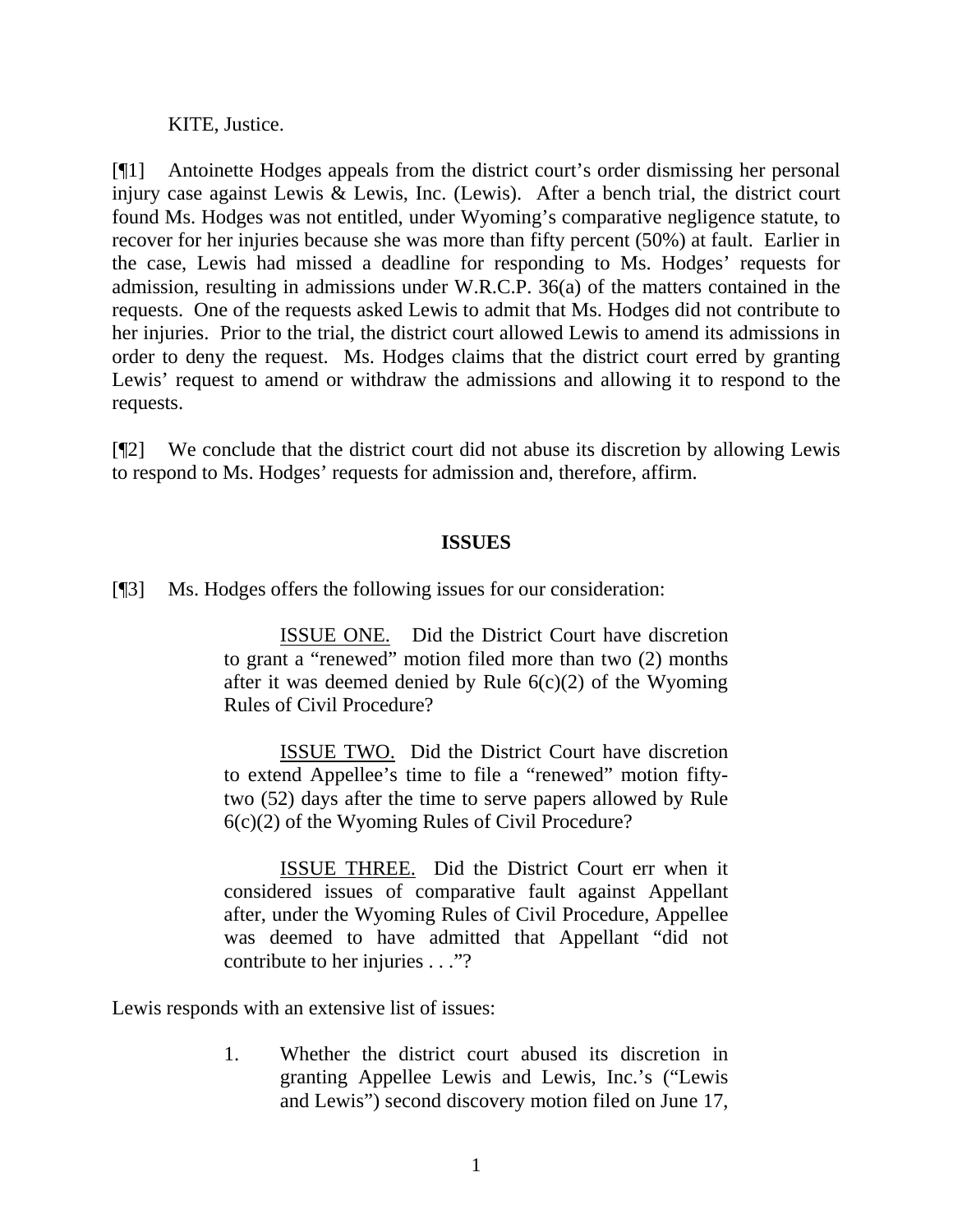KITE, Justice.

[¶1] Antoinette Hodges appeals from the district court's order dismissing her personal injury case against Lewis & Lewis, Inc. (Lewis). After a bench trial, the district court found Ms. Hodges was not entitled, under Wyoming's comparative negligence statute, to recover for her injuries because she was more than fifty percent (50%) at fault. Earlier in the case, Lewis had missed a deadline for responding to Ms. Hodges' requests for admission, resulting in admissions under W.R.C.P. 36(a) of the matters contained in the requests. One of the requests asked Lewis to admit that Ms. Hodges did not contribute to her injuries. Prior to the trial, the district court allowed Lewis to amend its admissions in order to deny the request. Ms. Hodges claims that the district court erred by granting Lewis' request to amend or withdraw the admissions and allowing it to respond to the requests.

[¶2] We conclude that the district court did not abuse its discretion by allowing Lewis to respond to Ms. Hodges' requests for admission and, therefore, affirm.

## ISSUES

[¶3] Ms. Hodges offers the following issues for our consideration:

> ISSUE ONE. Did the District Court have discretion to grant a "renewed" motion filed more than two (2) months after it was deemed denied by Rule 6(c)(2) of the Wyoming Rules of Civil Procedure?
>
> ISSUE TWO. Did the District Court have discretion to extend Appellee's time to file a "renewed" motion fifty-two (52) days after the time to serve papers allowed by Rule 6(c)(2) of the Wyoming Rules of Civil Procedure?
>
> ISSUE THREE. Did the District Court err when it considered issues of comparative fault against Appellant after, under the Wyoming Rules of Civil Procedure, Appellee was deemed to have admitted that Appellant "did not contribute to her injuries . . ."?

Lewis responds with an extensive list of issues:

> 1. Whether the district court abused its discretion in granting Appellee Lewis and Lewis, Inc.'s ("Lewis and Lewis") second discovery motion filed on June 17,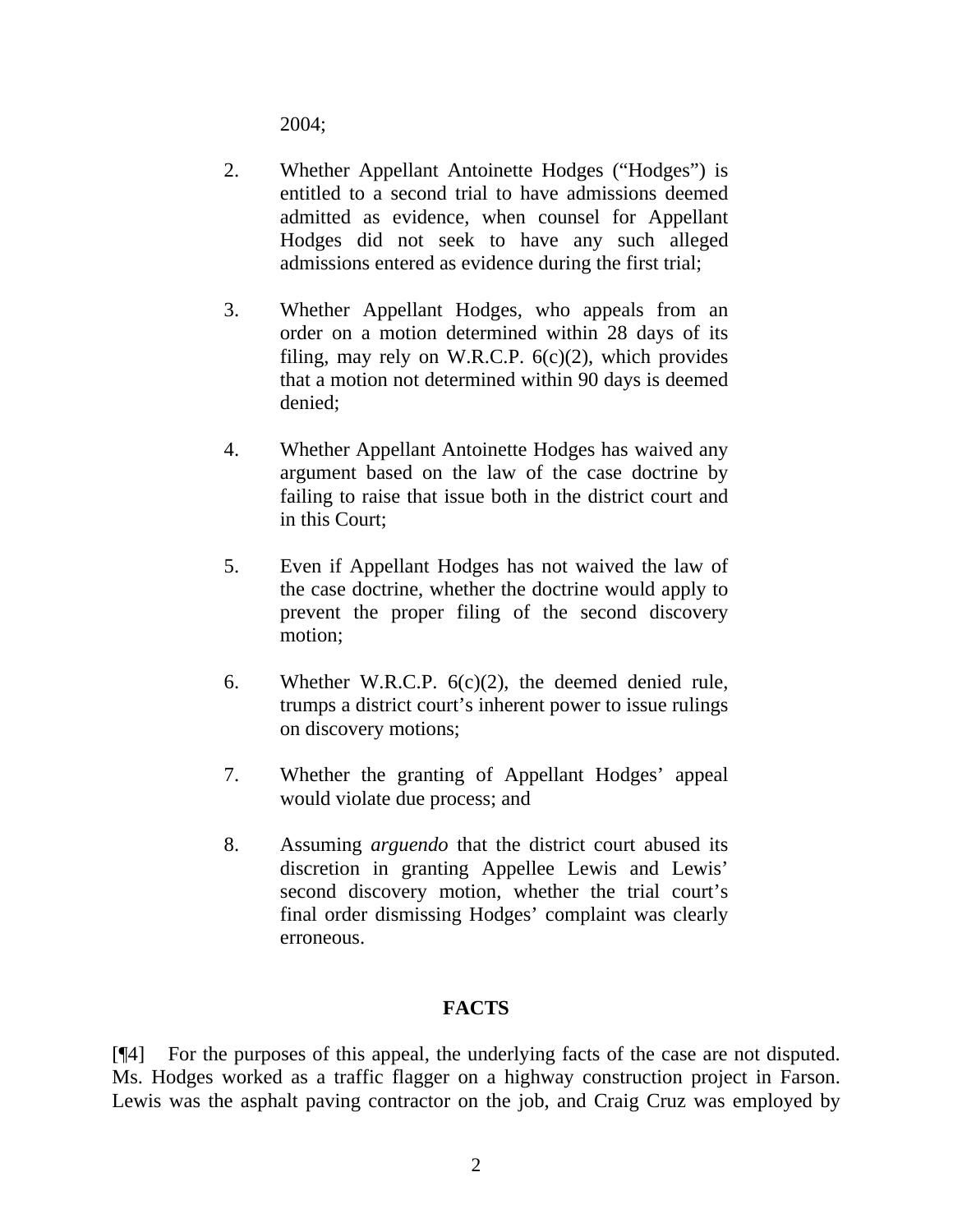2004;

2. Whether Appellant Antoinette Hodges ("Hodges") is entitled to a second trial to have admissions deemed admitted as evidence, when counsel for Appellant Hodges did not seek to have any such alleged admissions entered as evidence during the first trial;

3. Whether Appellant Hodges, who appeals from an order on a motion determined within 28 days of its filing, may rely on W.R.C.P. 6(c)(2), which provides that a motion not determined within 90 days is deemed denied;

4. Whether Appellant Antoinette Hodges has waived any argument based on the law of the case doctrine by failing to raise that issue both in the district court and in this Court;

5. Even if Appellant Hodges has not waived the law of the case doctrine, whether the doctrine would apply to prevent the proper filing of the second discovery motion;

6. Whether W.R.C.P. 6(c)(2), the deemed denied rule, trumps a district court's inherent power to issue rulings on discovery motions;

7. Whether the granting of Appellant Hodges' appeal would violate due process; and

8. Assuming *arguendo* that the district court abused its discretion in granting Appellee Lewis and Lewis' second discovery motion, whether the trial court's final order dismissing Hodges' complaint was clearly erroneous.

## FACTS

[¶4] For the purposes of this appeal, the underlying facts of the case are not disputed. Ms. Hodges worked as a traffic flagger on a highway construction project in Farson. Lewis was the asphalt paving contractor on the job, and Craig Cruz was employed by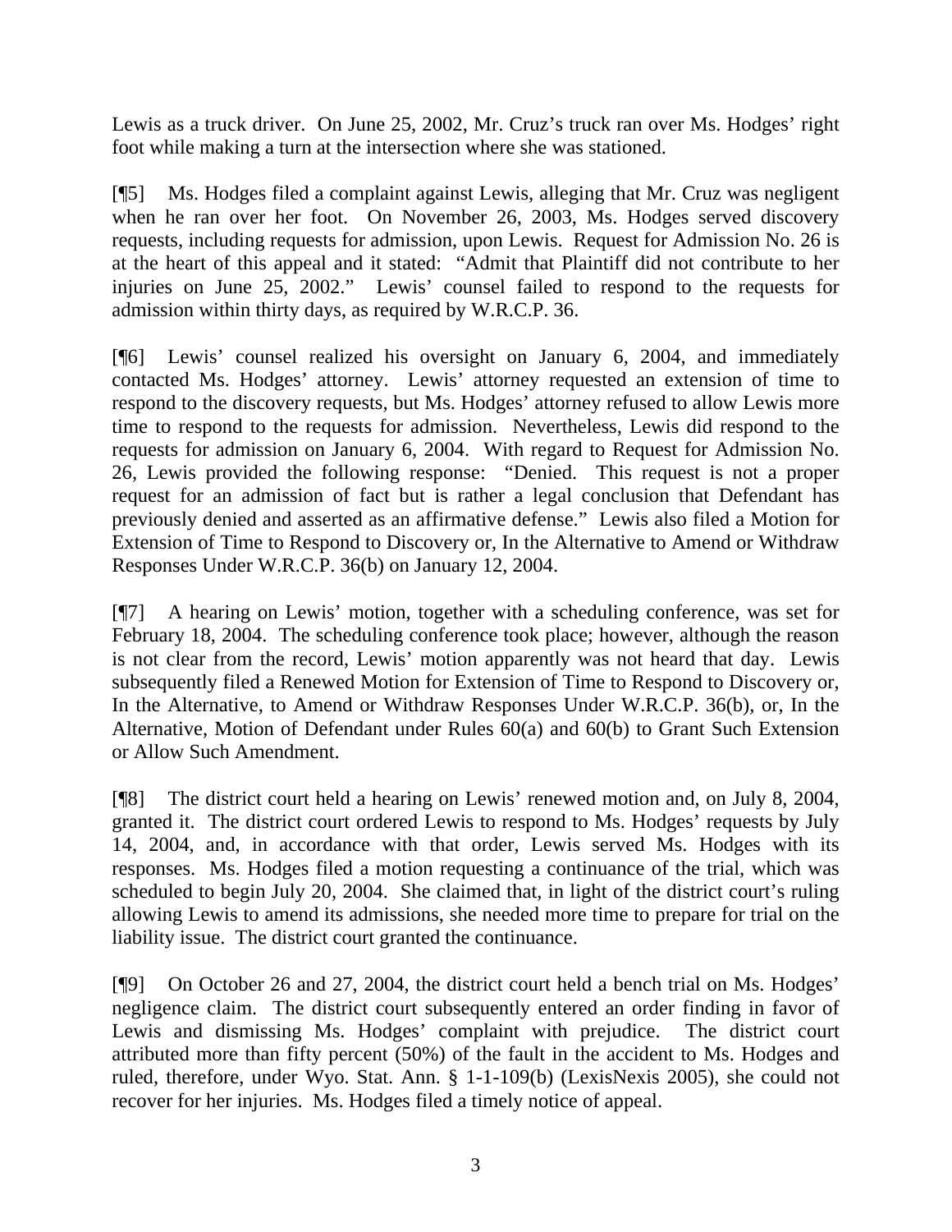Lewis as a truck driver. On June 25, 2002, Mr. Cruz's truck ran over Ms. Hodges' right foot while making a turn at the intersection where she was stationed.

[¶5] Ms. Hodges filed a complaint against Lewis, alleging that Mr. Cruz was negligent when he ran over her foot. On November 26, 2003, Ms. Hodges served discovery requests, including requests for admission, upon Lewis. Request for Admission No. 26 is at the heart of this appeal and it stated: "Admit that Plaintiff did not contribute to her injuries on June 25, 2002." Lewis' counsel failed to respond to the requests for admission within thirty days, as required by W.R.C.P. 36.

[¶6] Lewis' counsel realized his oversight on January 6, 2004, and immediately contacted Ms. Hodges' attorney. Lewis' attorney requested an extension of time to respond to the discovery requests, but Ms. Hodges' attorney refused to allow Lewis more time to respond to the requests for admission. Nevertheless, Lewis did respond to the requests for admission on January 6, 2004. With regard to Request for Admission No. 26, Lewis provided the following response: "Denied. This request is not a proper request for an admission of fact but is rather a legal conclusion that Defendant has previously denied and asserted as an affirmative defense." Lewis also filed a Motion for Extension of Time to Respond to Discovery or, In the Alternative to Amend or Withdraw Responses Under W.R.C.P. 36(b) on January 12, 2004.

[¶7] A hearing on Lewis' motion, together with a scheduling conference, was set for February 18, 2004. The scheduling conference took place; however, although the reason is not clear from the record, Lewis' motion apparently was not heard that day. Lewis subsequently filed a Renewed Motion for Extension of Time to Respond to Discovery or, In the Alternative, to Amend or Withdraw Responses Under W.R.C.P. 36(b), or, In the Alternative, Motion of Defendant under Rules 60(a) and 60(b) to Grant Such Extension or Allow Such Amendment.

[¶8] The district court held a hearing on Lewis' renewed motion and, on July 8, 2004, granted it. The district court ordered Lewis to respond to Ms. Hodges' requests by July 14, 2004, and, in accordance with that order, Lewis served Ms. Hodges with its responses. Ms. Hodges filed a motion requesting a continuance of the trial, which was scheduled to begin July 20, 2004. She claimed that, in light of the district court's ruling allowing Lewis to amend its admissions, she needed more time to prepare for trial on the liability issue. The district court granted the continuance.

[¶9] On October 26 and 27, 2004, the district court held a bench trial on Ms. Hodges' negligence claim. The district court subsequently entered an order finding in favor of Lewis and dismissing Ms. Hodges' complaint with prejudice. The district court attributed more than fifty percent (50%) of the fault in the accident to Ms. Hodges and ruled, therefore, under Wyo. Stat. Ann. § 1-1-109(b) (LexisNexis 2005), she could not recover for her injuries. Ms. Hodges filed a timely notice of appeal.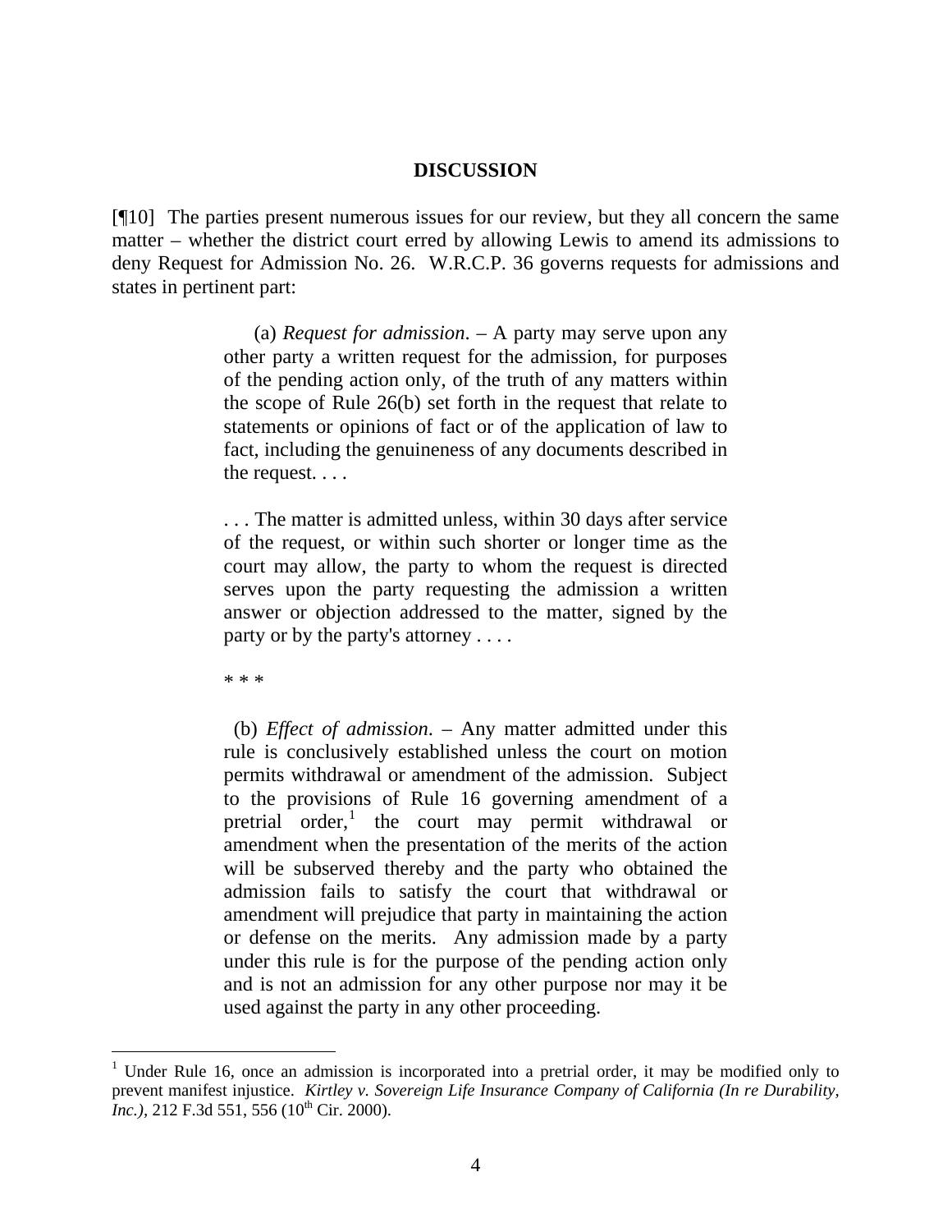## DISCUSSION

[¶10] The parties present numerous issues for our review, but they all concern the same matter – whether the district court erred by allowing Lewis to amend its admissions to deny Request for Admission No. 26. W.R.C.P. 36 governs requests for admissions and states in pertinent part:

> (a) *Request for admission*. – A party may serve upon any other party a written request for the admission, for purposes of the pending action only, of the truth of any matters within the scope of Rule 26(b) set forth in the request that relate to statements or opinions of fact or of the application of law to fact, including the genuineness of any documents described in the request. . . .
>
> . . . The matter is admitted unless, within 30 days after service of the request, or within such shorter or longer time as the court may allow, the party to whom the request is directed serves upon the party requesting the admission a written answer or objection addressed to the matter, signed by the party or by the party's attorney . . . .
>
> * * *
>
> (b) *Effect of admission*. – Any matter admitted under this rule is conclusively established unless the court on motion permits withdrawal or amendment of the admission. Subject to the provisions of Rule 16 governing amendment of a pretrial order,[1] the court may permit withdrawal or amendment when the presentation of the merits of the action will be subserved thereby and the party who obtained the admission fails to satisfy the court that withdrawal or amendment will prejudice that party in maintaining the action or defense on the merits. Any admission made by a party under this rule is for the purpose of the pending action only and is not an admission for any other purpose nor may it be used against the party in any other proceeding.

---

[1] Under Rule 16, once an admission is incorporated into a pretrial order, it may be modified only to prevent manifest injustice. *Kirtley v. Sovereign Life Insurance Company of California (In re Durability, Inc.)*, 212 F.3d 551, 556 (10th Cir. 2000).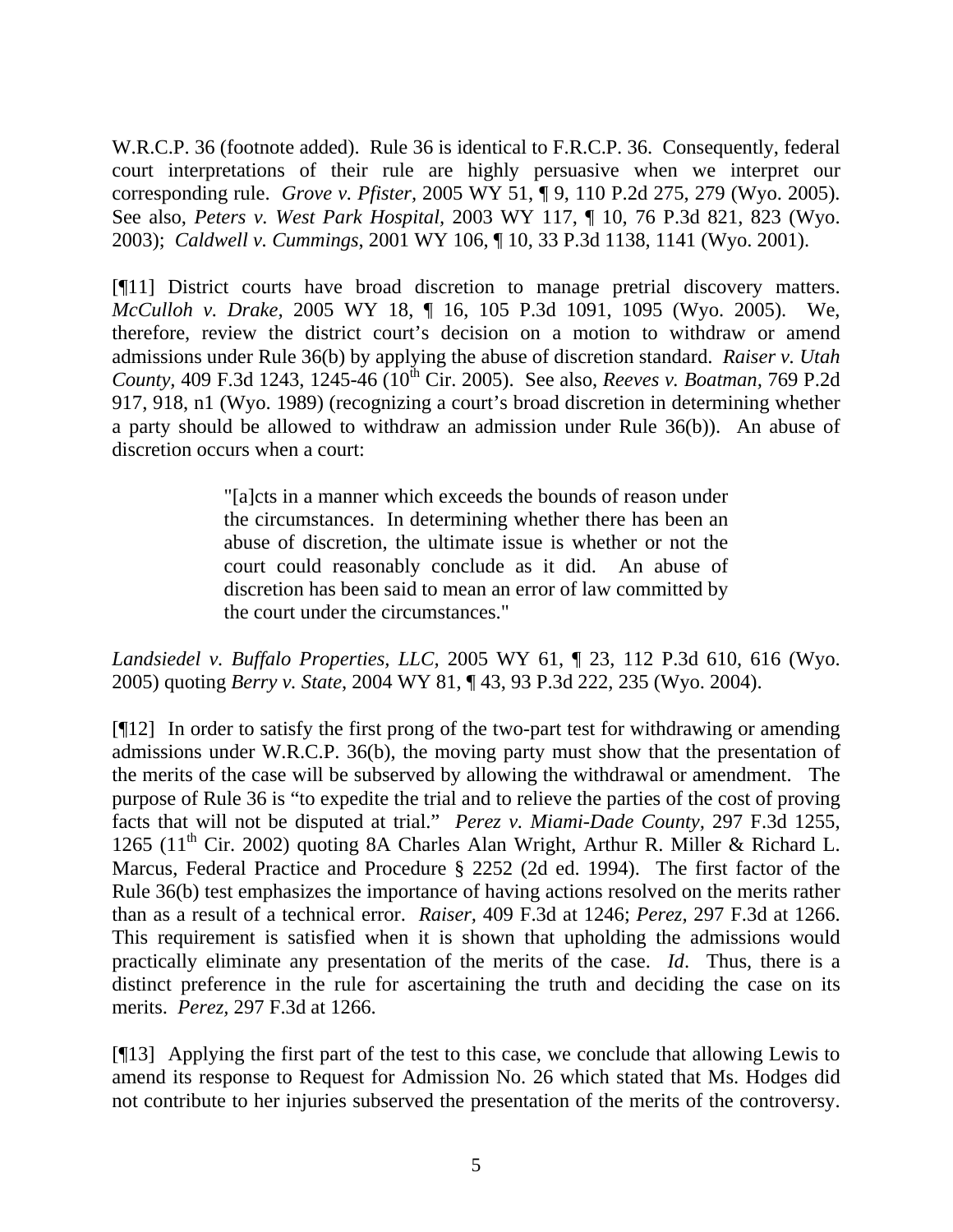W.R.C.P. 36 (footnote added). Rule 36 is identical to F.R.C.P. 36. Consequently, federal court interpretations of their rule are highly persuasive when we interpret our corresponding rule. *Grove v. Pfister*, 2005 WY 51, ¶ 9, 110 P.2d 275, 279 (Wyo. 2005). See also, *Peters v. West Park Hospital*, 2003 WY 117, ¶ 10, 76 P.3d 821, 823 (Wyo. 2003); *Caldwell v. Cummings*, 2001 WY 106, ¶ 10, 33 P.3d 1138, 1141 (Wyo. 2001).

[¶11] District courts have broad discretion to manage pretrial discovery matters. *McCulloh v. Drake*, 2005 WY 18, ¶ 16, 105 P.3d 1091, 1095 (Wyo. 2005). We, therefore, review the district court's decision on a motion to withdraw or amend admissions under Rule 36(b) by applying the abuse of discretion standard. *Raiser v. Utah County*, 409 F.3d 1243, 1245-46 (10th Cir. 2005). See also, *Reeves v. Boatman*, 769 P.2d 917, 918, n1 (Wyo. 1989) (recognizing a court's broad discretion in determining whether a party should be allowed to withdraw an admission under Rule 36(b)). An abuse of discretion occurs when a court:

> "[a]cts in a manner which exceeds the bounds of reason under the circumstances. In determining whether there has been an abuse of discretion, the ultimate issue is whether or not the court could reasonably conclude as it did. An abuse of discretion has been said to mean an error of law committed by the court under the circumstances."

*Landsiedel v. Buffalo Properties, LLC*, 2005 WY 61, ¶ 23, 112 P.3d 610, 616 (Wyo. 2005) quoting *Berry v. State*, 2004 WY 81, ¶ 43, 93 P.3d 222, 235 (Wyo. 2004).

[¶12] In order to satisfy the first prong of the two-part test for withdrawing or amending admissions under W.R.C.P. 36(b), the moving party must show that the presentation of the merits of the case will be subserved by allowing the withdrawal or amendment. The purpose of Rule 36 is "to expedite the trial and to relieve the parties of the cost of proving facts that will not be disputed at trial." *Perez v. Miami-Dade County*, 297 F.3d 1255, 1265 (11th Cir. 2002) quoting 8A Charles Alan Wright, Arthur R. Miller & Richard L. Marcus, Federal Practice and Procedure § 2252 (2d ed. 1994). The first factor of the Rule 36(b) test emphasizes the importance of having actions resolved on the merits rather than as a result of a technical error. *Raiser*, 409 F.3d at 1246; *Perez*, 297 F.3d at 1266. This requirement is satisfied when it is shown that upholding the admissions would practically eliminate any presentation of the merits of the case. *Id*. Thus, there is a distinct preference in the rule for ascertaining the truth and deciding the case on its merits. *Perez*, 297 F.3d at 1266.

[¶13] Applying the first part of the test to this case, we conclude that allowing Lewis to amend its response to Request for Admission No. 26 which stated that Ms. Hodges did not contribute to her injuries subserved the presentation of the merits of the controversy.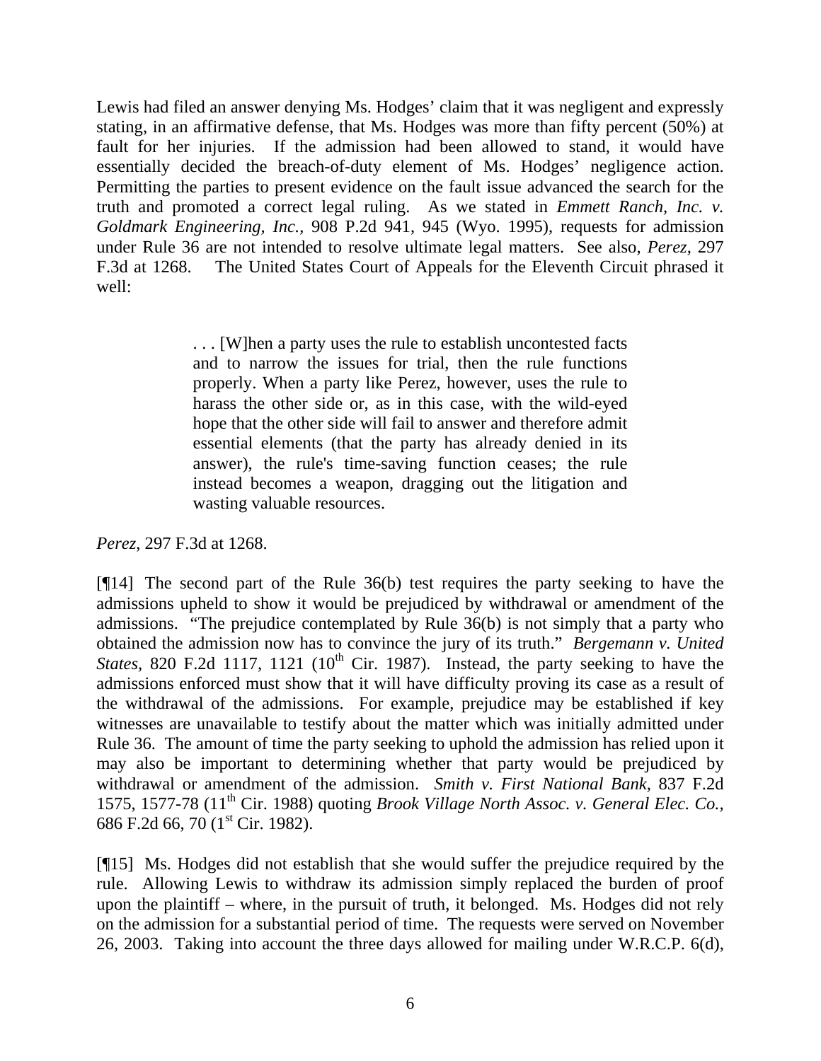Lewis had filed an answer denying Ms. Hodges' claim that it was negligent and expressly stating, in an affirmative defense, that Ms. Hodges was more than fifty percent (50%) at fault for her injuries. If the admission had been allowed to stand, it would have essentially decided the breach-of-duty element of Ms. Hodges' negligence action. Permitting the parties to present evidence on the fault issue advanced the search for the truth and promoted a correct legal ruling. As we stated in *Emmett Ranch, Inc. v. Goldmark Engineering, Inc.,* 908 P.2d 941, 945 (Wyo. 1995), requests for admission under Rule 36 are not intended to resolve ultimate legal matters. See also, *Perez,* 297 F.3d at 1268. The United States Court of Appeals for the Eleventh Circuit phrased it well:

> . . . [W]hen a party uses the rule to establish uncontested facts and to narrow the issues for trial, then the rule functions properly. When a party like Perez, however, uses the rule to harass the other side or, as in this case, with the wild-eyed hope that the other side will fail to answer and therefore admit essential elements (that the party has already denied in its answer), the rule's time-saving function ceases; the rule instead becomes a weapon, dragging out the litigation and wasting valuable resources.

*Perez,* 297 F.3d at 1268.

[¶14] The second part of the Rule 36(b) test requires the party seeking to have the admissions upheld to show it would be prejudiced by withdrawal or amendment of the admissions. "The prejudice contemplated by Rule 36(b) is not simply that a party who obtained the admission now has to convince the jury of its truth." *Bergemann v. United States,* 820 F.2d 1117, 1121 (10th Cir. 1987). Instead, the party seeking to have the admissions enforced must show that it will have difficulty proving its case as a result of the withdrawal of the admissions. For example, prejudice may be established if key witnesses are unavailable to testify about the matter which was initially admitted under Rule 36. The amount of time the party seeking to uphold the admission has relied upon it may also be important to determining whether that party would be prejudiced by withdrawal or amendment of the admission. *Smith v. First National Bank,* 837 F.2d 1575, 1577-78 (11th Cir. 1988) quoting *Brook Village North Assoc. v. General Elec. Co.,* 686 F.2d 66, 70 (1st Cir. 1982).

[¶15] Ms. Hodges did not establish that she would suffer the prejudice required by the rule. Allowing Lewis to withdraw its admission simply replaced the burden of proof upon the plaintiff – where, in the pursuit of truth, it belonged. Ms. Hodges did not rely on the admission for a substantial period of time. The requests were served on November 26, 2003. Taking into account the three days allowed for mailing under W.R.C.P. 6(d),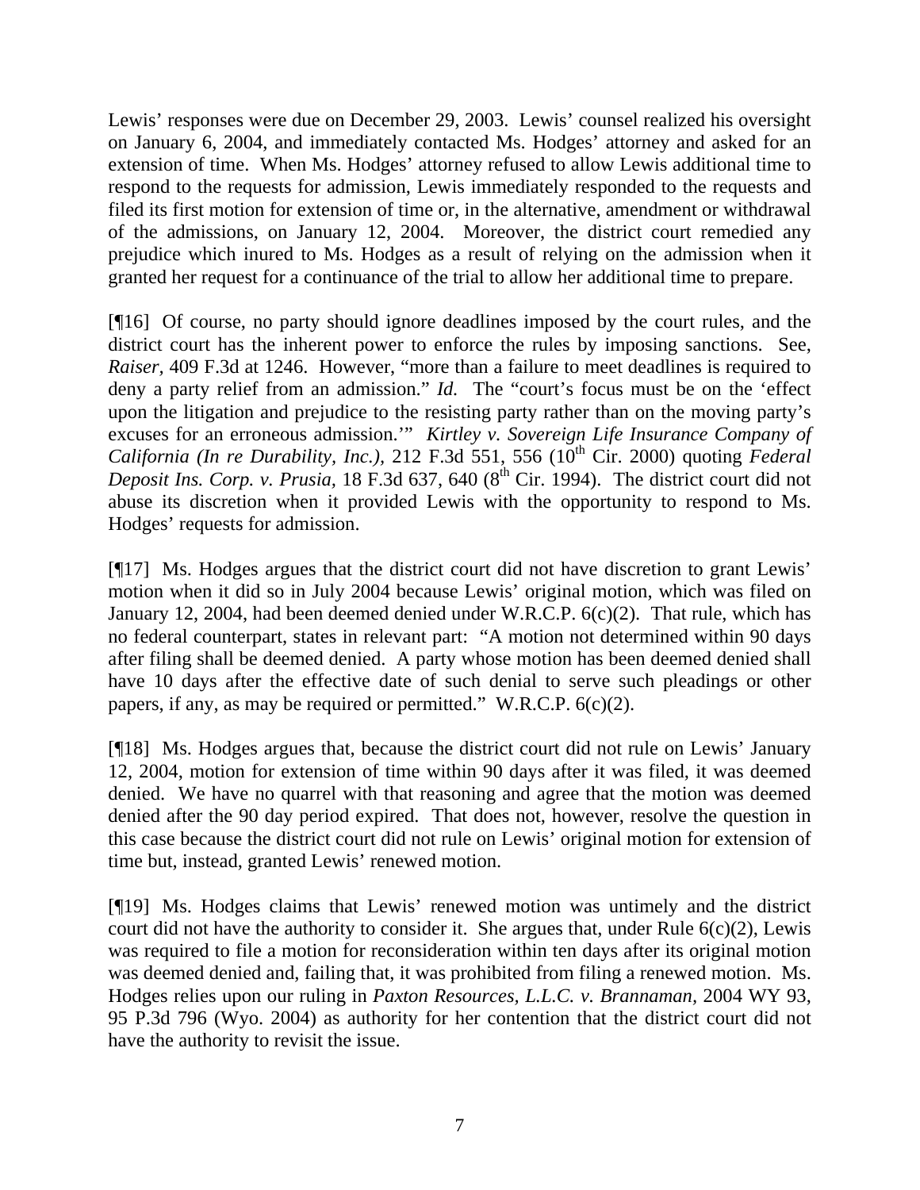Lewis' responses were due on December 29, 2003. Lewis' counsel realized his oversight on January 6, 2004, and immediately contacted Ms. Hodges' attorney and asked for an extension of time. When Ms. Hodges' attorney refused to allow Lewis additional time to respond to the requests for admission, Lewis immediately responded to the requests and filed its first motion for extension of time or, in the alternative, amendment or withdrawal of the admissions, on January 12, 2004. Moreover, the district court remedied any prejudice which inured to Ms. Hodges as a result of relying on the admission when it granted her request for a continuance of the trial to allow her additional time to prepare.

[¶16] Of course, no party should ignore deadlines imposed by the court rules, and the district court has the inherent power to enforce the rules by imposing sanctions. See, *Raiser*, 409 F.3d at 1246. However, "more than a failure to meet deadlines is required to deny a party relief from an admission." *Id.* The "court's focus must be on the 'effect upon the litigation and prejudice to the resisting party rather than on the moving party's excuses for an erroneous admission.'" *Kirtley v. Sovereign Life Insurance Company of California (In re Durability, Inc.),* 212 F.3d 551, 556 (10th Cir. 2000) quoting *Federal Deposit Ins. Corp. v. Prusia,* 18 F.3d 637, 640 (8th Cir. 1994). The district court did not abuse its discretion when it provided Lewis with the opportunity to respond to Ms. Hodges' requests for admission.

[¶17] Ms. Hodges argues that the district court did not have discretion to grant Lewis' motion when it did so in July 2004 because Lewis' original motion, which was filed on January 12, 2004, had been deemed denied under W.R.C.P. 6(c)(2). That rule, which has no federal counterpart, states in relevant part: "A motion not determined within 90 days after filing shall be deemed denied. A party whose motion has been deemed denied shall have 10 days after the effective date of such denial to serve such pleadings or other papers, if any, as may be required or permitted." W.R.C.P. 6(c)(2).

[¶18] Ms. Hodges argues that, because the district court did not rule on Lewis' January 12, 2004, motion for extension of time within 90 days after it was filed, it was deemed denied. We have no quarrel with that reasoning and agree that the motion was deemed denied after the 90 day period expired. That does not, however, resolve the question in this case because the district court did not rule on Lewis' original motion for extension of time but, instead, granted Lewis' renewed motion.

[¶19] Ms. Hodges claims that Lewis' renewed motion was untimely and the district court did not have the authority to consider it. She argues that, under Rule 6(c)(2), Lewis was required to file a motion for reconsideration within ten days after its original motion was deemed denied and, failing that, it was prohibited from filing a renewed motion. Ms. Hodges relies upon our ruling in *Paxton Resources, L.L.C. v. Brannaman,* 2004 WY 93, 95 P.3d 796 (Wyo. 2004) as authority for her contention that the district court did not have the authority to revisit the issue.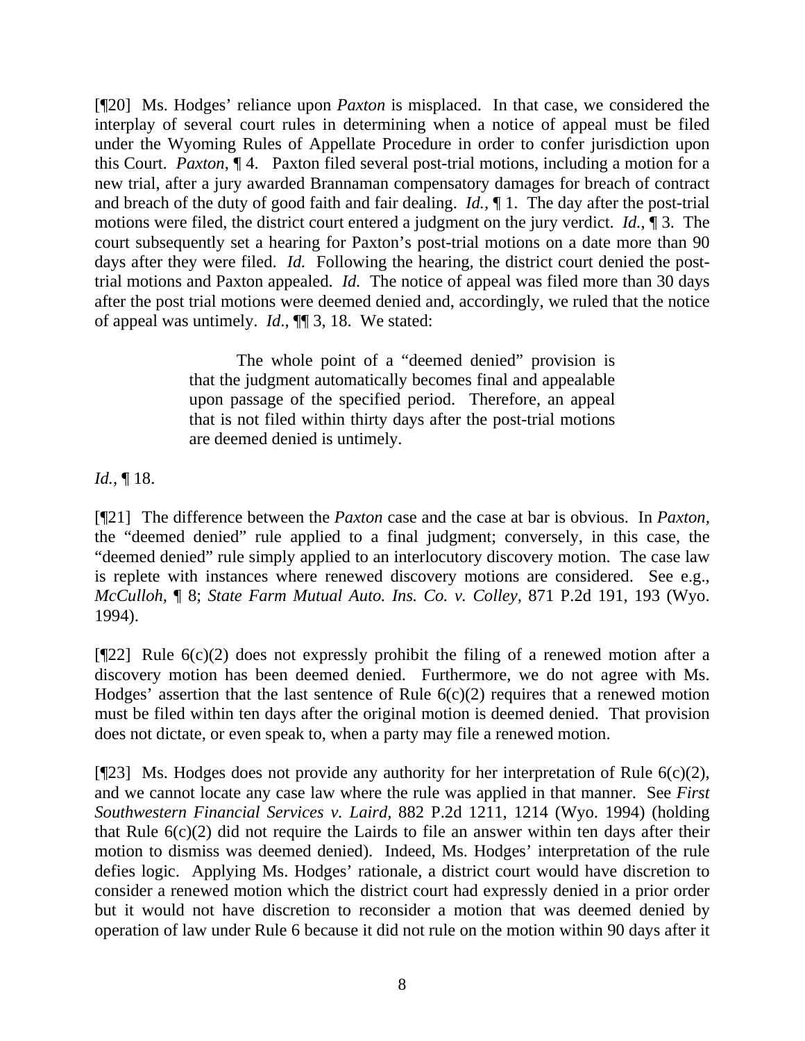[¶20] Ms. Hodges' reliance upon *Paxton* is misplaced. In that case, we considered the interplay of several court rules in determining when a notice of appeal must be filed under the Wyoming Rules of Appellate Procedure in order to confer jurisdiction upon this Court. *Paxton*, ¶ 4. Paxton filed several post-trial motions, including a motion for a new trial, after a jury awarded Brannaman compensatory damages for breach of contract and breach of the duty of good faith and fair dealing. *Id.*, ¶ 1. The day after the post-trial motions were filed, the district court entered a judgment on the jury verdict. *Id.*, ¶ 3. The court subsequently set a hearing for Paxton's post-trial motions on a date more than 90 days after they were filed. *Id.* Following the hearing, the district court denied the post-trial motions and Paxton appealed. *Id.* The notice of appeal was filed more than 30 days after the post trial motions were deemed denied and, accordingly, we ruled that the notice of appeal was untimely. *Id*., ¶¶ 3, 18. We stated:

> The whole point of a "deemed denied" provision is that the judgment automatically becomes final and appealable upon passage of the specified period. Therefore, an appeal that is not filed within thirty days after the post-trial motions are deemed denied is untimely.

*Id.*, ¶ 18.

[¶21] The difference between the *Paxton* case and the case at bar is obvious. In *Paxton*, the "deemed denied" rule applied to a final judgment; conversely, in this case, the "deemed denied" rule simply applied to an interlocutory discovery motion. The case law is replete with instances where renewed discovery motions are considered. See e.g., *McCulloh*, ¶ 8; *State Farm Mutual Auto. Ins. Co. v. Colley*, 871 P.2d 191, 193 (Wyo. 1994).

[¶22] Rule 6(c)(2) does not expressly prohibit the filing of a renewed motion after a discovery motion has been deemed denied. Furthermore, we do not agree with Ms. Hodges' assertion that the last sentence of Rule 6(c)(2) requires that a renewed motion must be filed within ten days after the original motion is deemed denied. That provision does not dictate, or even speak to, when a party may file a renewed motion.

[¶23] Ms. Hodges does not provide any authority for her interpretation of Rule 6(c)(2), and we cannot locate any case law where the rule was applied in that manner. See *First Southwestern Financial Services v. Laird*, 882 P.2d 1211, 1214 (Wyo. 1994) (holding that Rule 6(c)(2) did not require the Lairds to file an answer within ten days after their motion to dismiss was deemed denied). Indeed, Ms. Hodges' interpretation of the rule defies logic. Applying Ms. Hodges' rationale, a district court would have discretion to consider a renewed motion which the district court had expressly denied in a prior order but it would not have discretion to reconsider a motion that was deemed denied by operation of law under Rule 6 because it did not rule on the motion within 90 days after it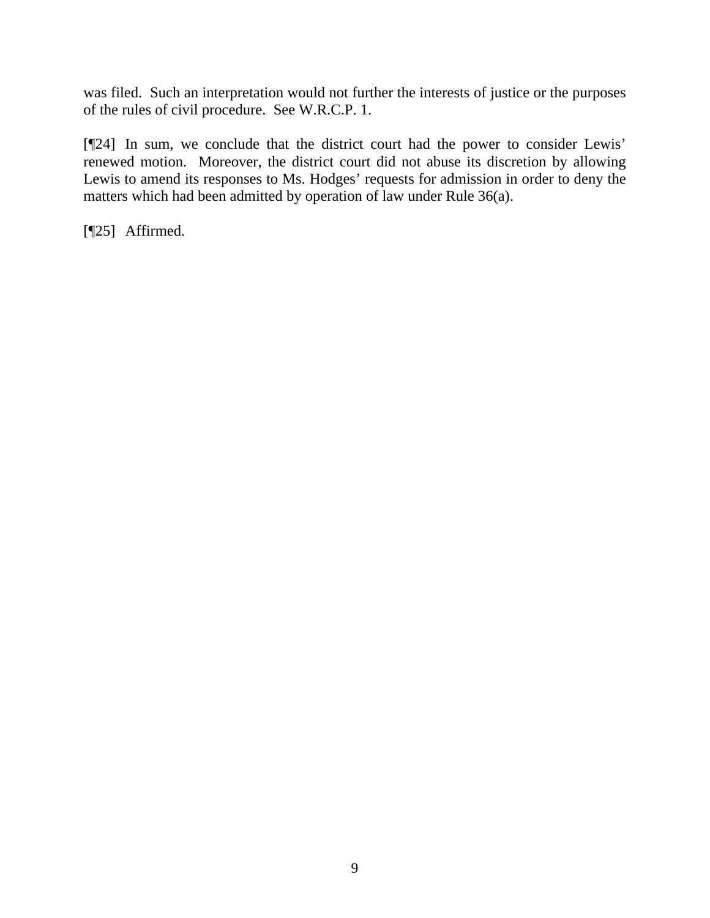was filed. Such an interpretation would not further the interests of justice or the purposes of the rules of civil procedure. See W.R.C.P. 1.

[¶24] In sum, we conclude that the district court had the power to consider Lewis' renewed motion. Moreover, the district court did not abuse its discretion by allowing Lewis to amend its responses to Ms. Hodges' requests for admission in order to deny the matters which had been admitted by operation of law under Rule 36(a).

[¶25] Affirmed.